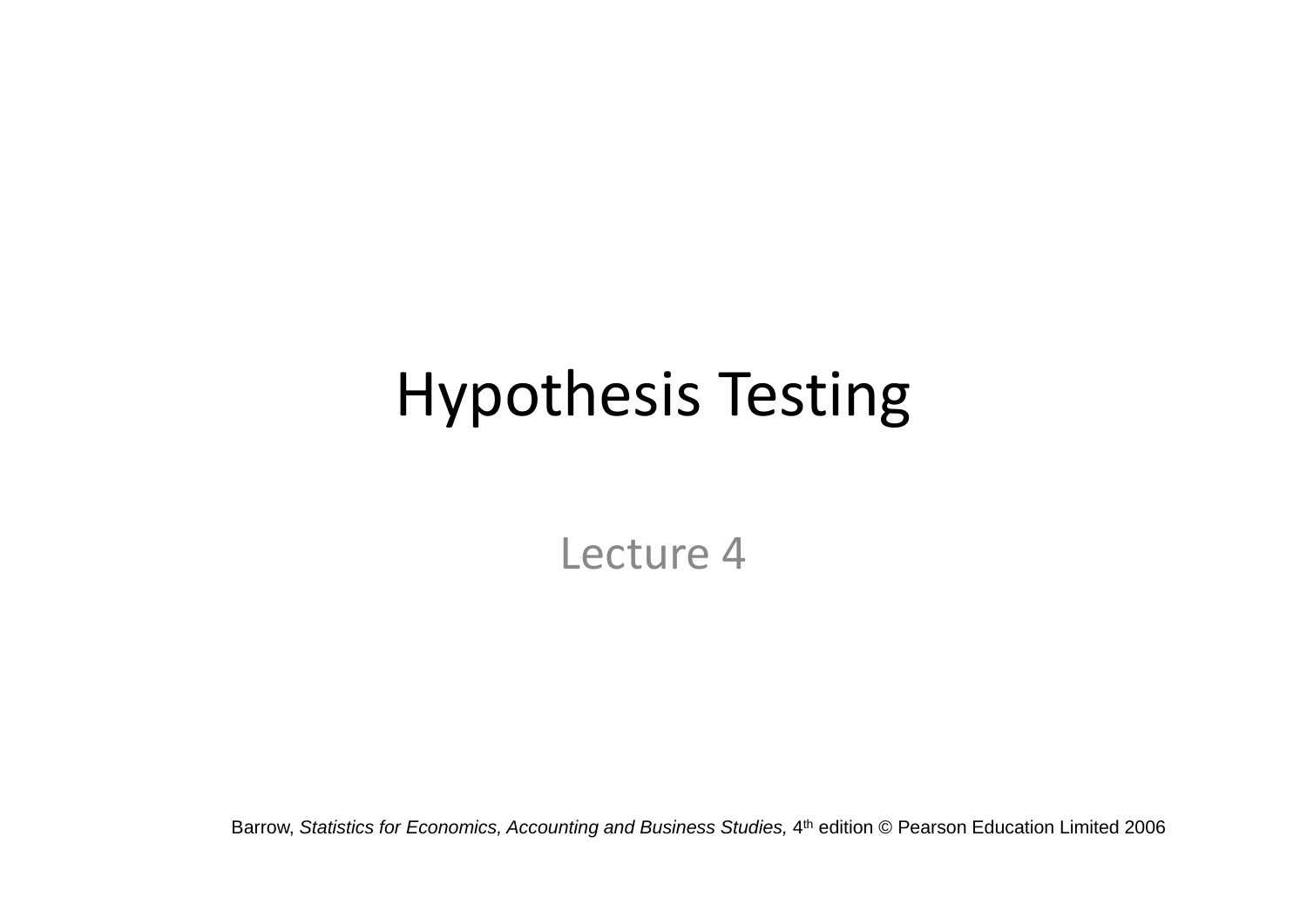# Hypothesis Testing

Lecture 4

Barrow, *Statistics for Economics, Accounting and Business Studies,* 4th edition © Pearson Education Limited 2006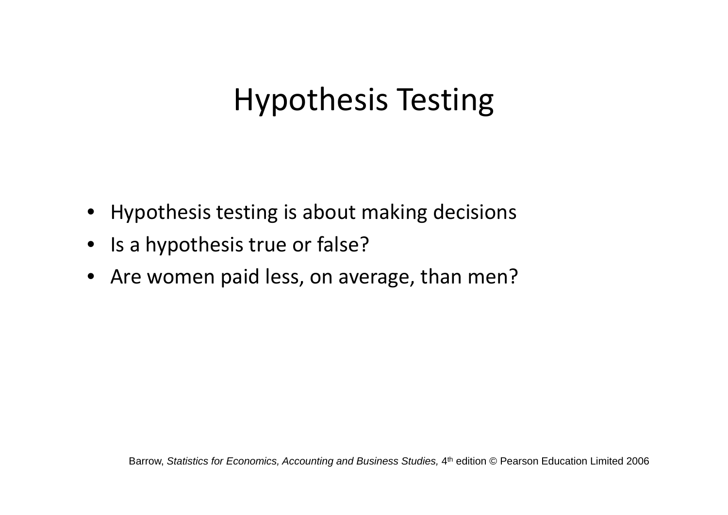# Hypothesis Testing

- Hypothesis testing is about making decisions
- Is a hypothesis true or false?
- Are women paid less, on average, than men?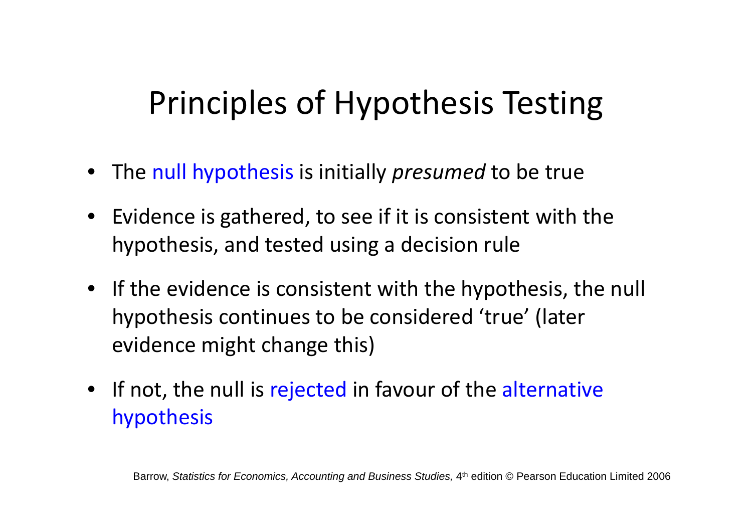# Principles of Hypothesis Testing

- The null hypothesis is initially *presumed* to be true
- Evidence is gathered, to see if it is consistent with the hypothesis, and tested using a decision rule
- If the evidence is consistent with the hypothesis, the null hypothesis continues to be considered 'true' (later evidence might change this)
- If not, the null is rejected in favour of the alternative hypothesis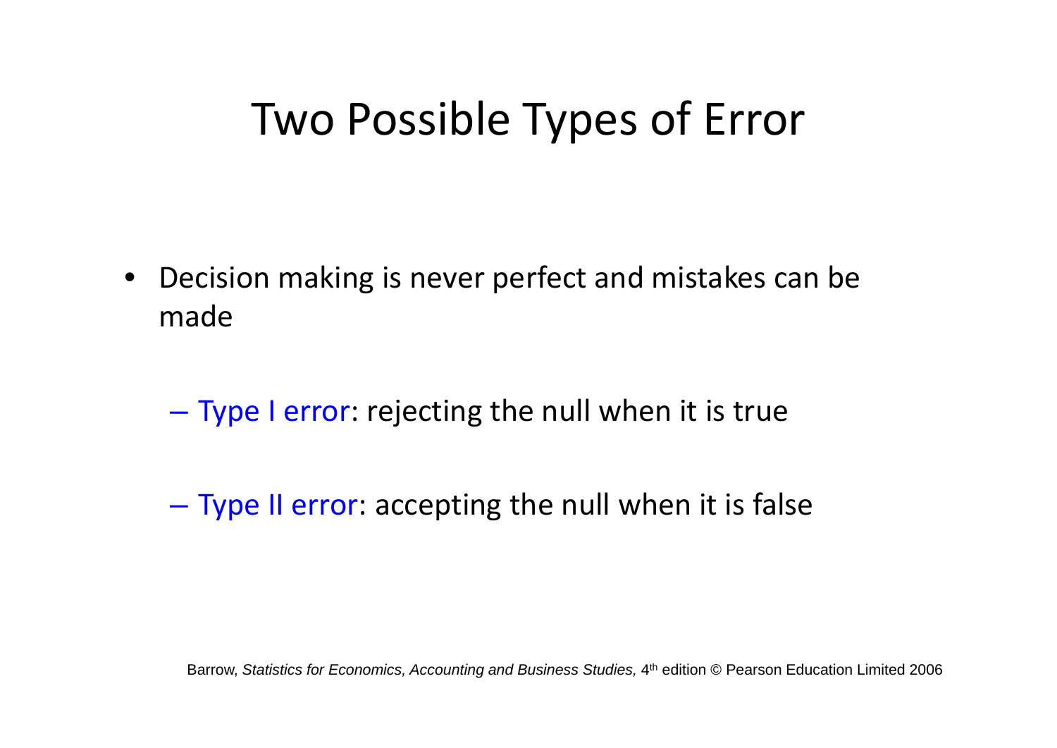# Two Possible Types of Error

- Decision making is never perfect and mistakes can be made
  - Type I error: rejecting the null when it is true
  - Type II error: accepting the null when it is false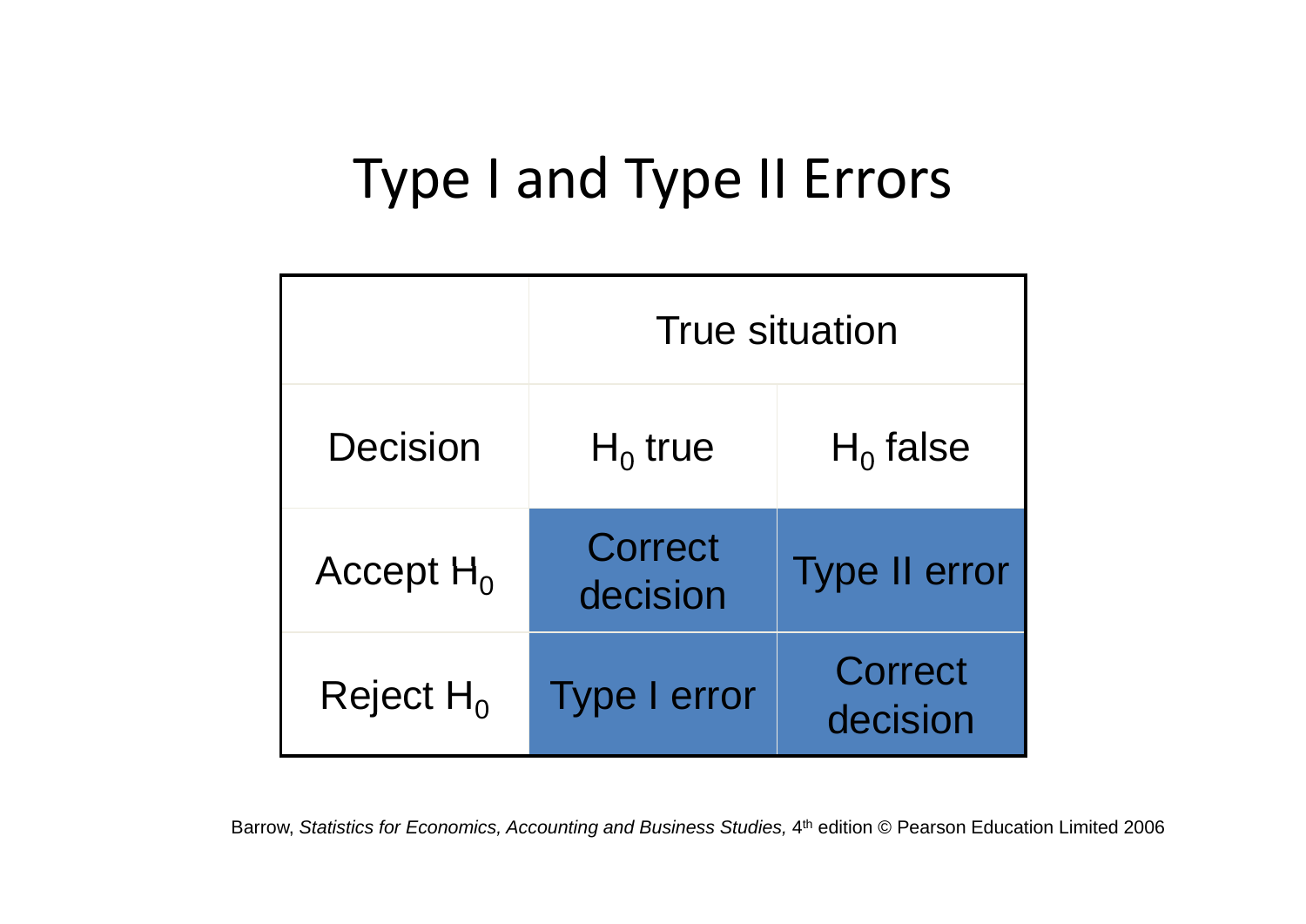# Type I and Type II Errors

|  | True situation |  |
|---|---|---|
| Decision | $H_0$ true | $H_0$ false |
| Accept $H_0$ | Correct decision | Type II error |
| Reject $H_0$ | Type I error | Correct decision |

Barrow, *Statistics for Economics, Accounting and Business Studies,* 4th edition © Pearson Education Limited 2006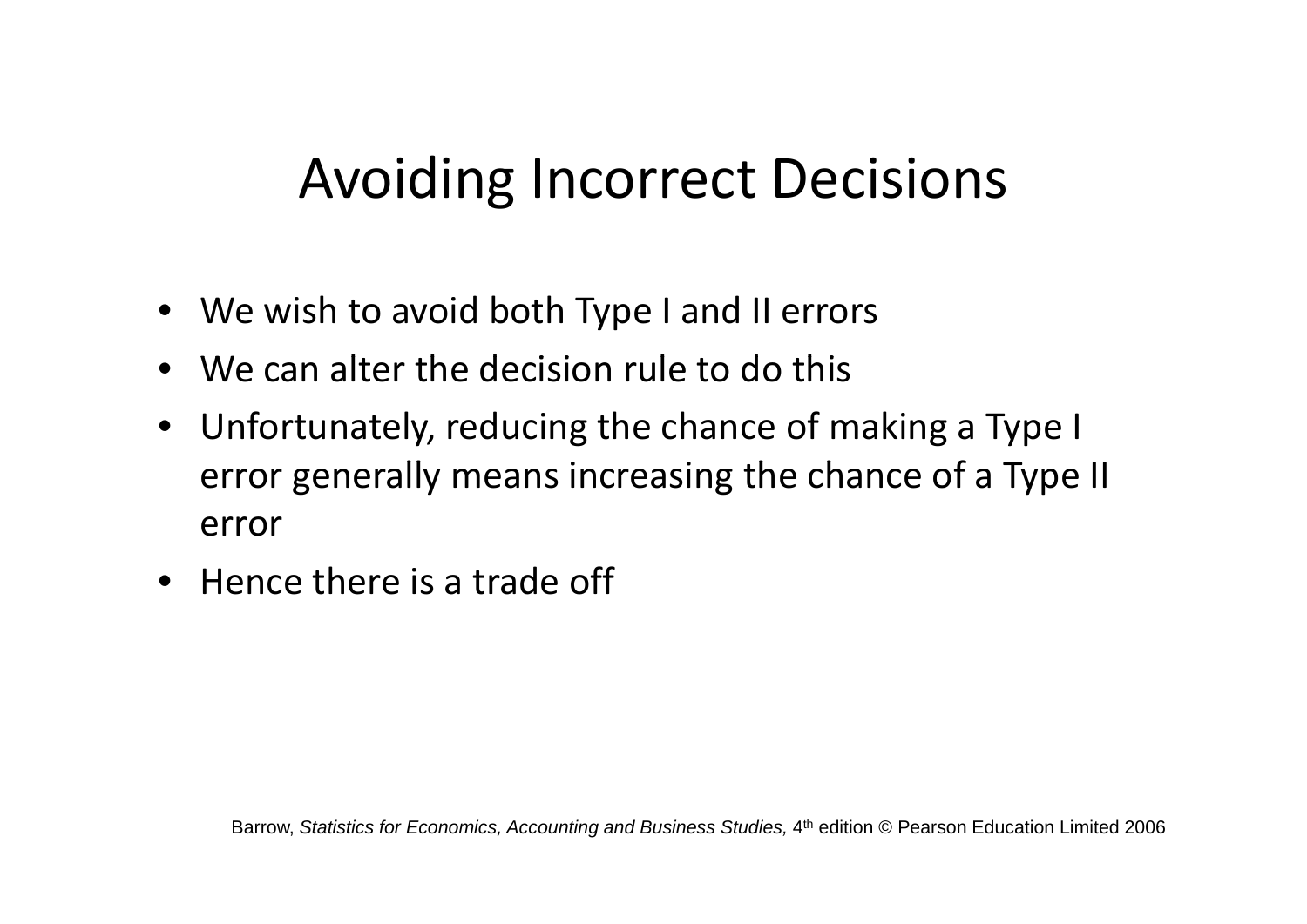# Avoiding Incorrect Decisions

- We wish to avoid both Type I and II errors
- We can alter the decision rule to do this
- Unfortunately, reducing the chance of making a Type I error generally means increasing the chance of a Type II error
- Hence there is a trade off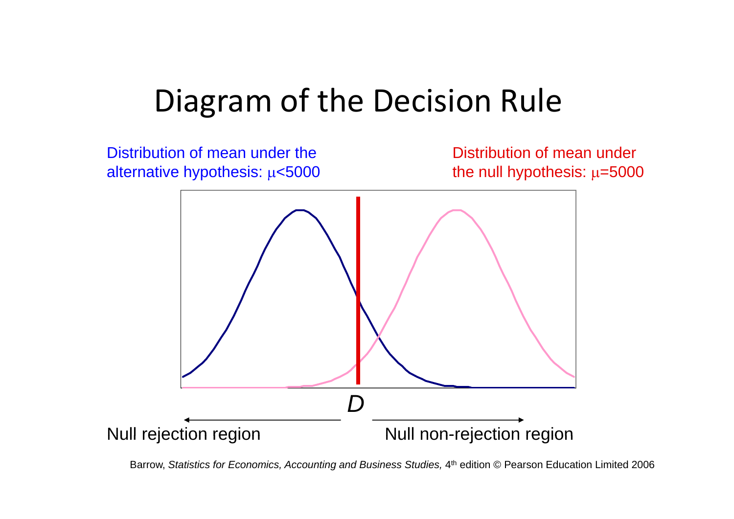# Diagram of the Decision Rule

Distribution of mean under the alternative hypothesis: $\mu$<5000

Distribution of mean under the null hypothesis: $\mu$=5000

*D*

Null rejection region

Null non-rejection region

Barrow, *Statistics for Economics, Accounting and Business Studies,* 4th edition © Pearson Education Limited 2006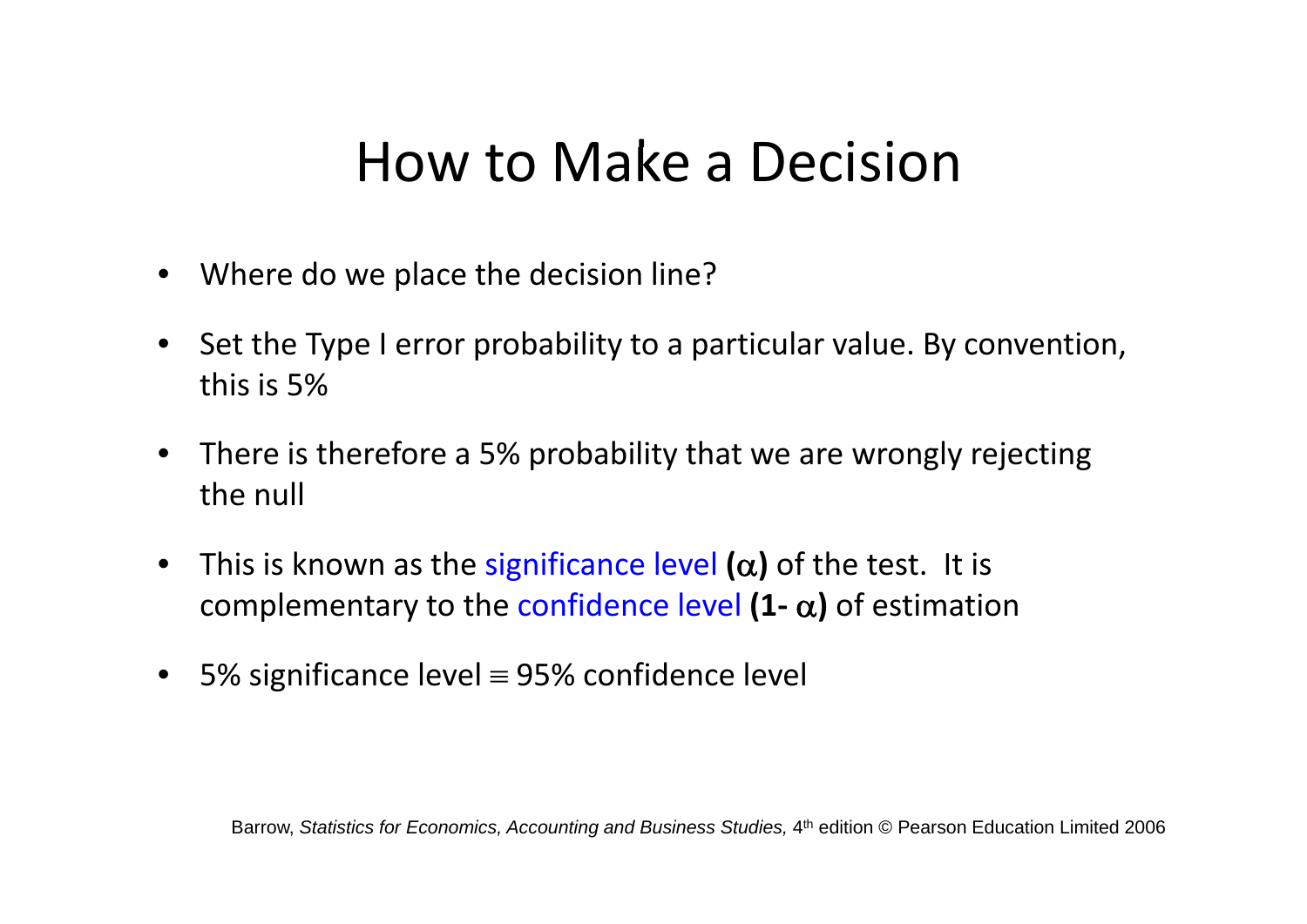# How to Make a Decision

- Where do we place the decision line?
- Set the Type I error probability to a particular value. By convention, this is 5%
- There is therefore a 5% probability that we are wrongly rejecting the null
- This is known as the significance level **($\alpha$)** of the test. It is complementary to the confidence level **($1-\alpha$)** of estimation
- 5% significance level $\equiv$ 95% confidence level

Barrow, *Statistics for Economics, Accounting and Business Studies,* 4th edition © Pearson Education Limited 2006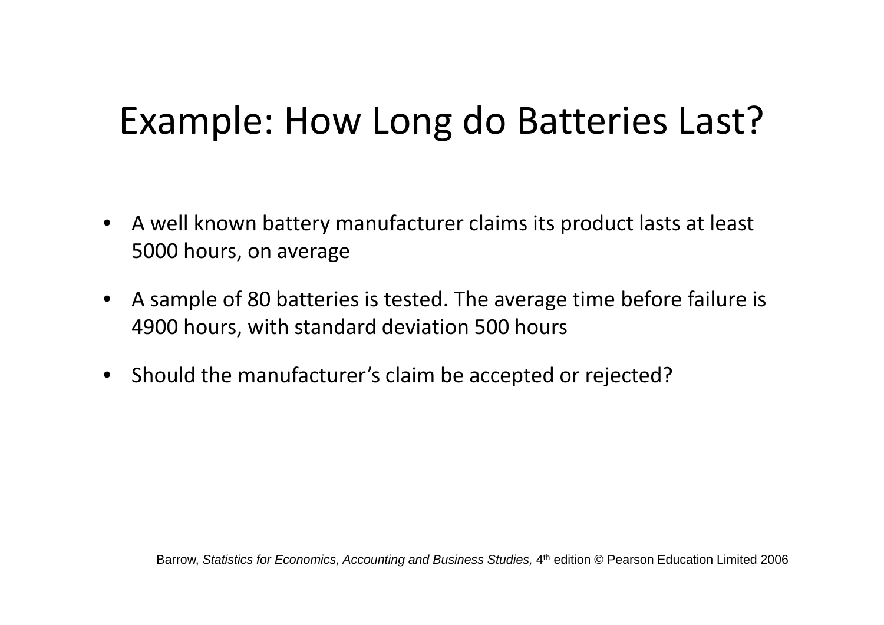# Example: How Long do Batteries Last?

- A well known battery manufacturer claims its product lasts at least 5000 hours, on average
- A sample of 80 batteries is tested. The average time before failure is 4900 hours, with standard deviation 500 hours
- Should the manufacturer's claim be accepted or rejected?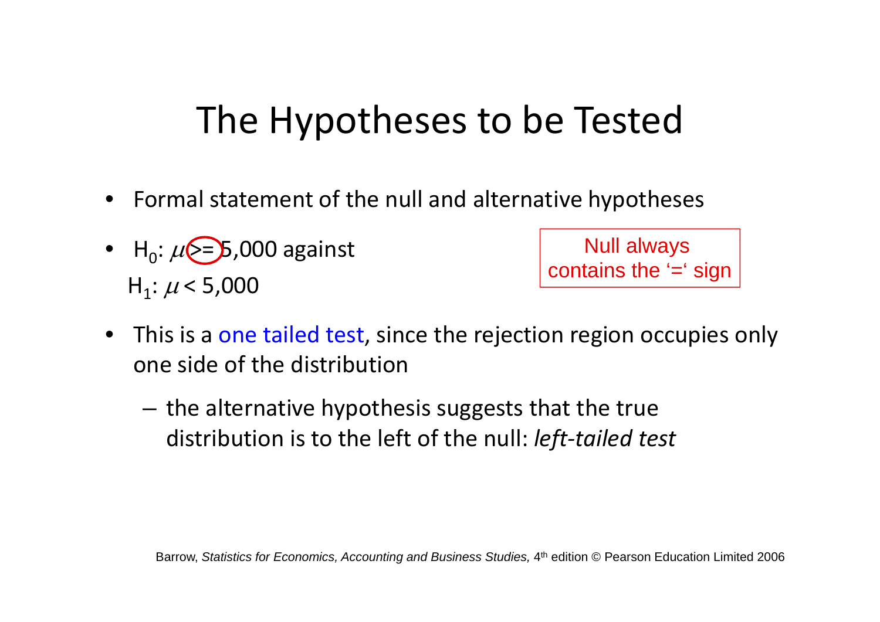# The Hypotheses to be Tested

- Formal statement of the null and alternative hypotheses
- $H_0$: $\mu >= 5,000$ against
  $H_1$: $\mu < 5,000$

Null always contains the '=' sign

- This is a one tailed test, since the rejection region occupies only one side of the distribution
  - the alternative hypothesis suggests that the true distribution is to the left of the null: *left-tailed test*

Barrow, *Statistics for Economics, Accounting and Business Studies,* 4th edition © Pearson Education Limited 2006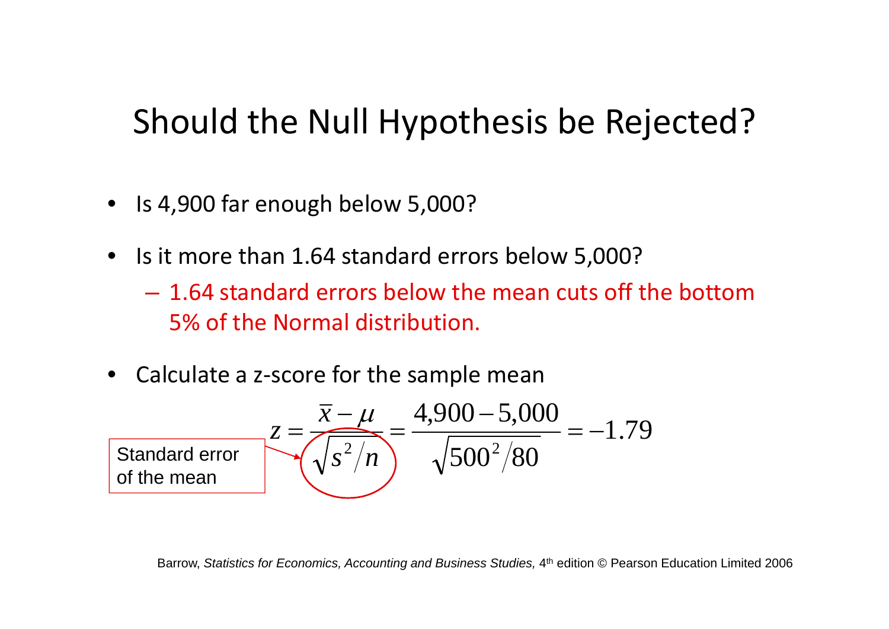# Should the Null Hypothesis be Rejected?

- Is 4,900 far enough below 5,000?
- Is it more than 1.64 standard errors below 5,000?
  - 1.64 standard errors below the mean cuts off the bottom 5% of the Normal distribution.
- Calculate a z-score for the sample mean

$$z = \frac{\bar{x} - \mu}{\sqrt{s^2/n}} = \frac{4{,}900 - 5{,}000}{\sqrt{500^2/80}} = -1.79$$

Standard error of the mean

Barrow, *Statistics for Economics, Accounting and Business Studies,* 4th edition © Pearson Education Limited 2006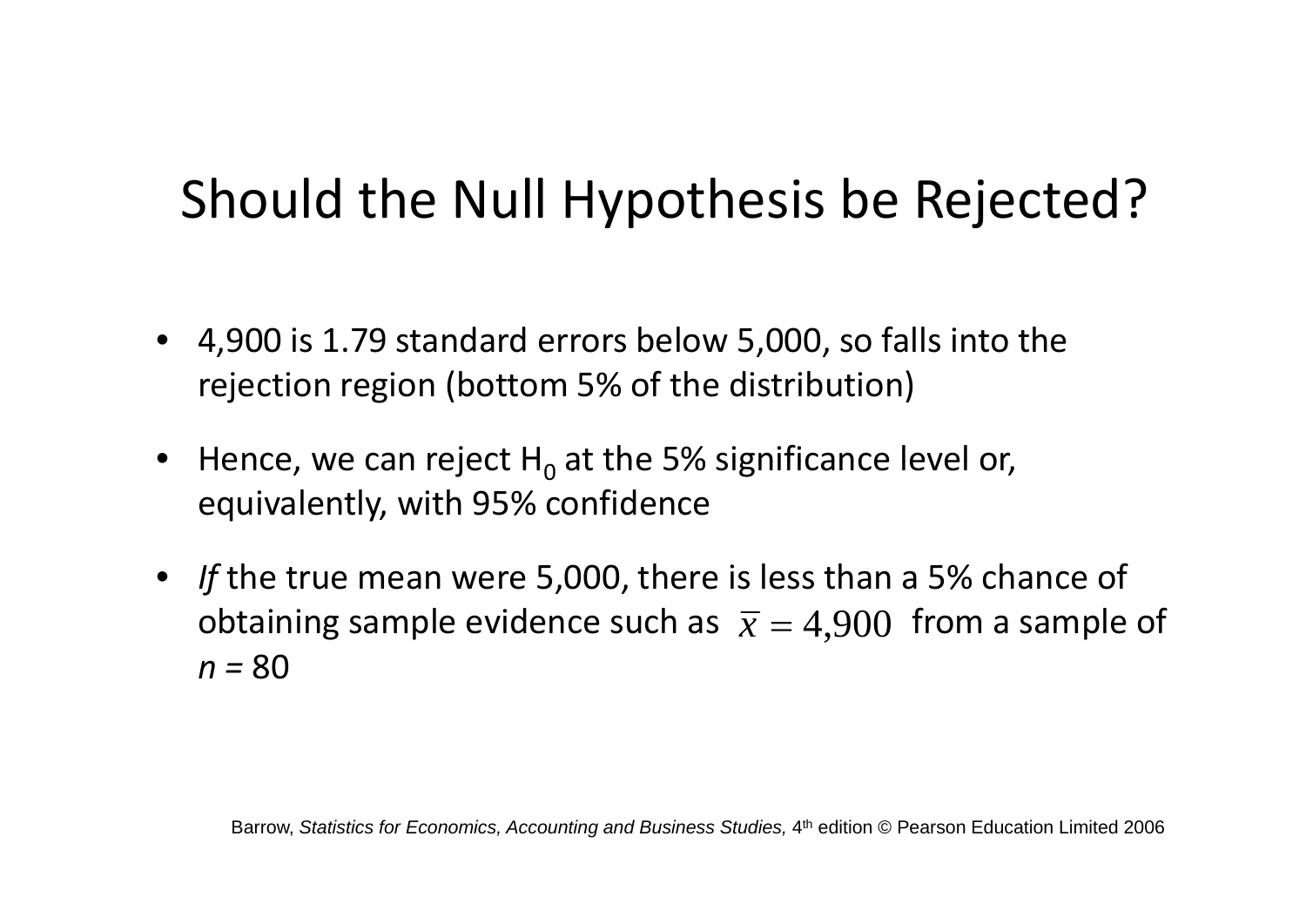# Should the Null Hypothesis be Rejected?

- 4,900 is 1.79 standard errors below 5,000, so falls into the rejection region (bottom 5% of the distribution)
- Hence, we can reject $H_0$ at the 5% significance level or, equivalently, with 95% confidence
- *If* the true mean were 5,000, there is less than a 5% chance of obtaining sample evidence such as $\bar{x} = 4{,}900$ from a sample of $n$ = 80

Barrow, *Statistics for Economics, Accounting and Business Studies,* 4th edition © Pearson Education Limited 2006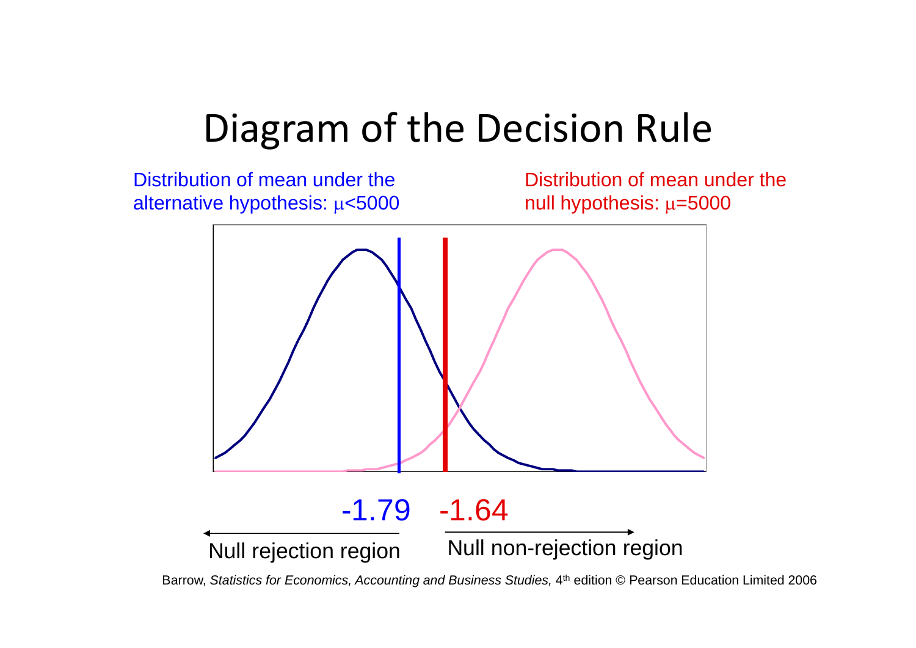# Diagram of the Decision Rule

Distribution of mean under the alternative hypothesis: $\mu<5000$

Distribution of mean under the null hypothesis: $\mu=5000$

-1.79 -1.64

Null rejection region

Null non-rejection region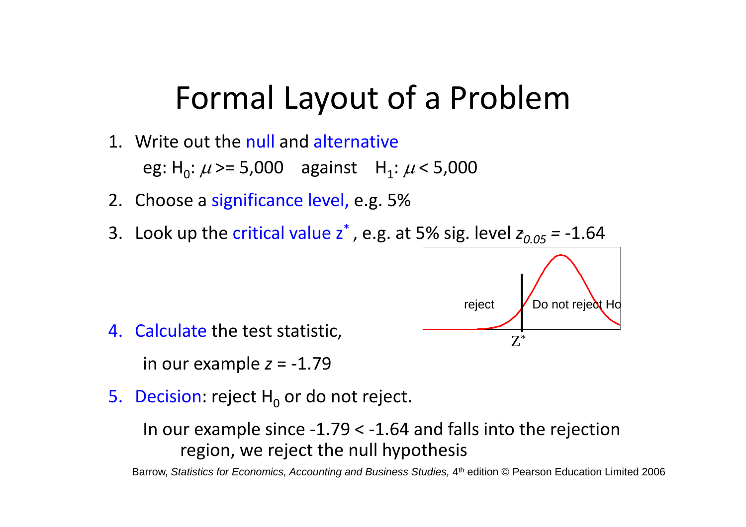# Formal Layout of a Problem

1. Write out the null and alternative

   eg: $H_0$: $\mu$ >= 5,000 against $H_1$: $\mu$ < 5,000

2. Choose a significance level, e.g. 5%

3. Look up the critical value $z^*$, e.g. at 5% sig. level $z_{0.05}$ = -1.64

4. Calculate the test statistic,

   in our example $z$ = -1.79

5. Decision: reject $H_0$ or do not reject.

   In our example since -1.79 < -1.64 and falls into the rejection region, we reject the null hypothesis

Barrow, *Statistics for Economics, Accounting and Business Studies,* 4th edition © Pearson Education Limited 2006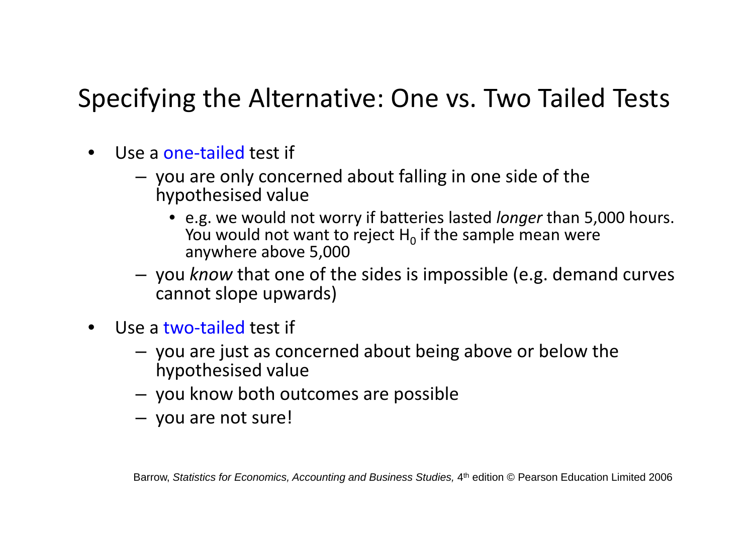# Specifying the Alternative: One vs. Two Tailed Tests

- Use a one-tailed test if
  - you are only concerned about falling in one side of the hypothesised value
    - e.g. we would not worry if batteries lasted *longer* than 5,000 hours. You would not want to reject $H_0$ if the sample mean were anywhere above 5,000
  - you *know* that one of the sides is impossible (e.g. demand curves cannot slope upwards)
- Use a two-tailed test if
  - you are just as concerned about being above or below the hypothesised value
  - you know both outcomes are possible
  - you are not sure!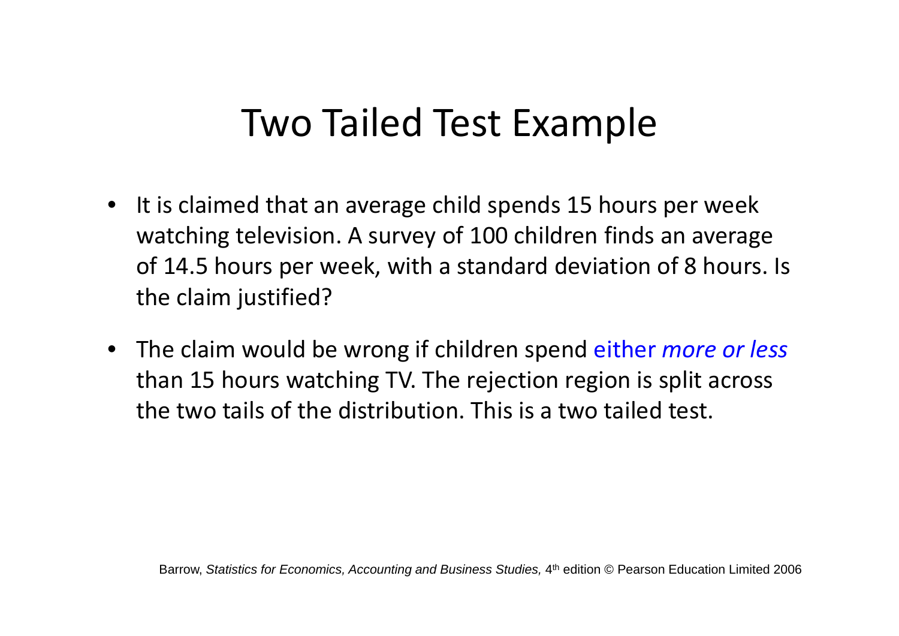# Two Tailed Test Example

- It is claimed that an average child spends 15 hours per week watching television. A survey of 100 children finds an average of 14.5 hours per week, with a standard deviation of 8 hours. Is the claim justified?
- The claim would be wrong if children spend either *more or less* than 15 hours watching TV. The rejection region is split across the two tails of the distribution. This is a two tailed test.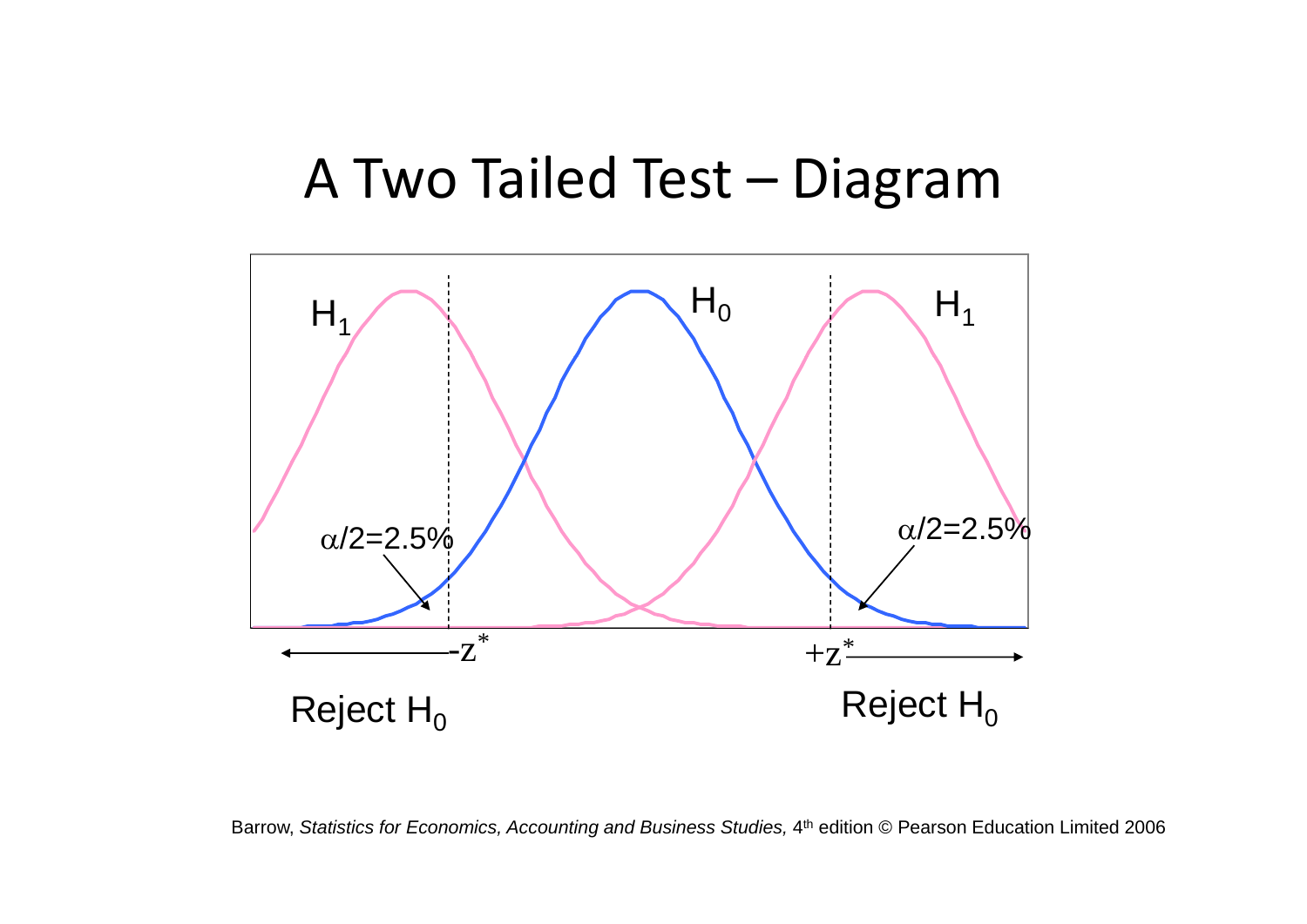# A Two Tailed Test – Diagram

$H_1$ $H_0$ $H_1$

$\alpha/2$=2.5% $\alpha/2$=2.5%

$-z^*$ $+z^*$

Reject $H_0$ Reject $H_0$

Barrow, *Statistics for Economics, Accounting and Business Studies,* 4th edition © Pearson Education Limited 2006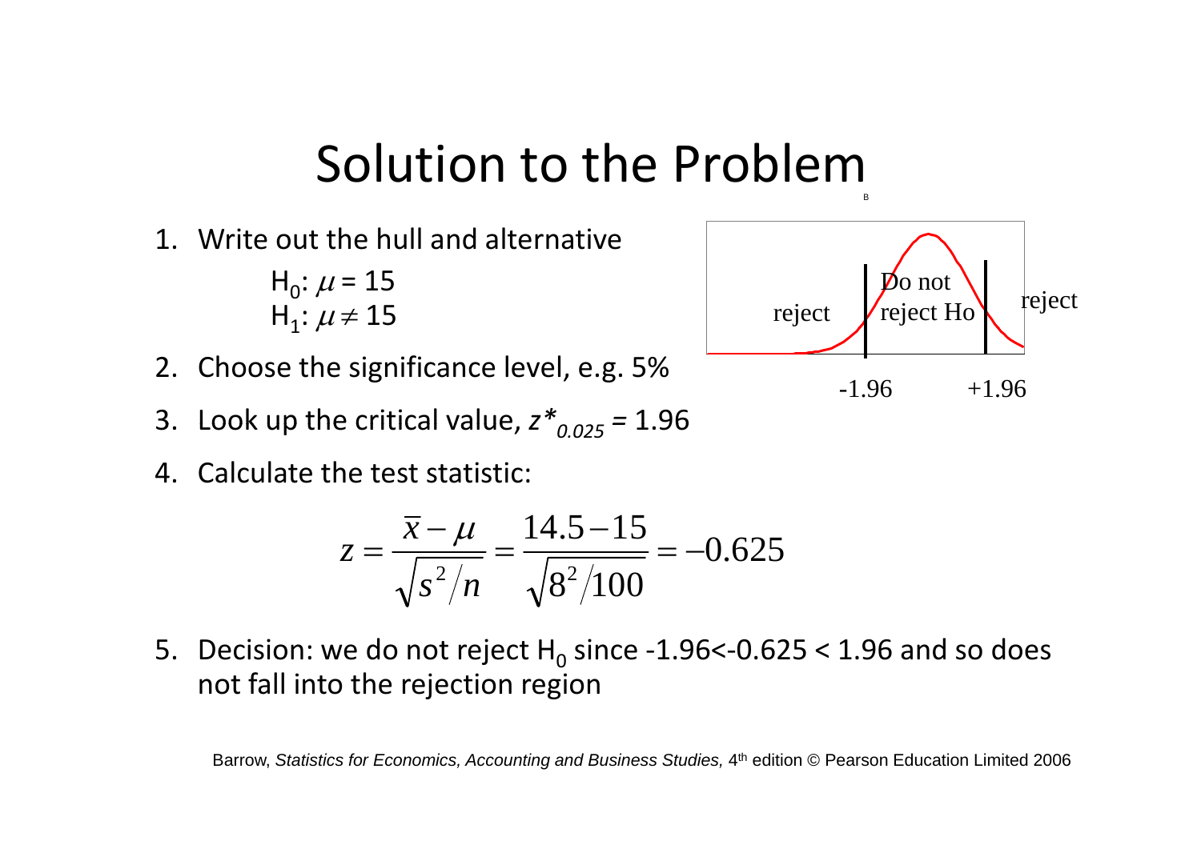# Solution to the Problem

1. Write out the hull and alternative

   $H_0$: $\mu = 15$
   $H_1$: $\mu \neq 15$

2. Choose the significance level, e.g. 5%

3. Look up the critical value, $z^*_{0.025} = 1.96$

4. Calculate the test statistic:

$$z = \frac{\bar{x} - \mu}{\sqrt{s^2 / n}} = \frac{14.5 - 15}{\sqrt{8^2 / 100}} = -0.625$$

5. Decision: we do not reject $H_0$ since -1.96<-0.625 < 1.96 and so does not fall into the rejection region

reject | Do not reject Ho | reject

-1.96 &nbsp;&nbsp;&nbsp;&nbsp; +1.96

Barrow, *Statistics for Economics, Accounting and Business Studies,* 4th edition © Pearson Education Limited 2006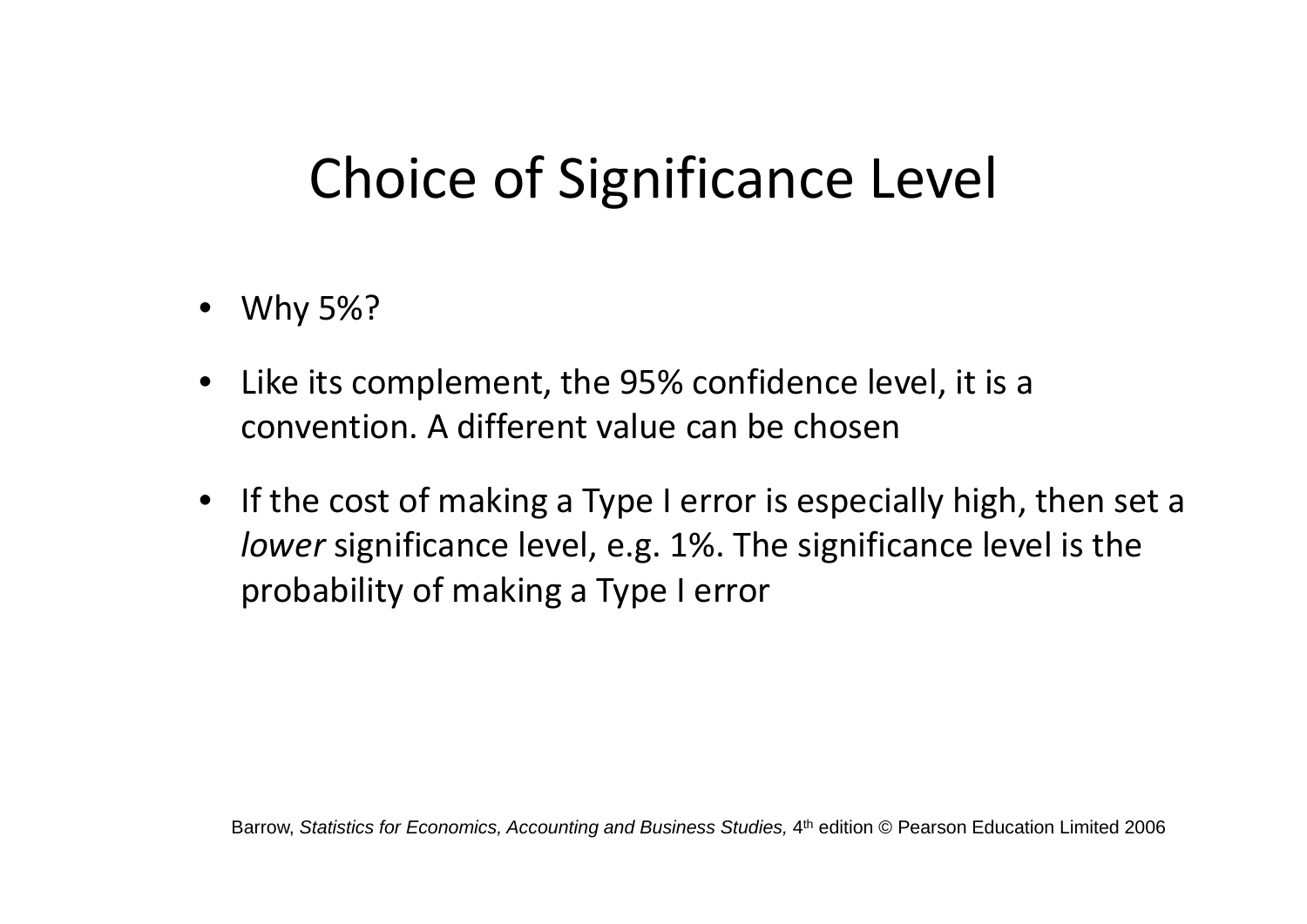# Choice of Significance Level

- Why 5%?
- Like its complement, the 95% confidence level, it is a convention. A different value can be chosen
- If the cost of making a Type I error is especially high, then set a *lower* significance level, e.g. 1%. The significance level is the probability of making a Type I error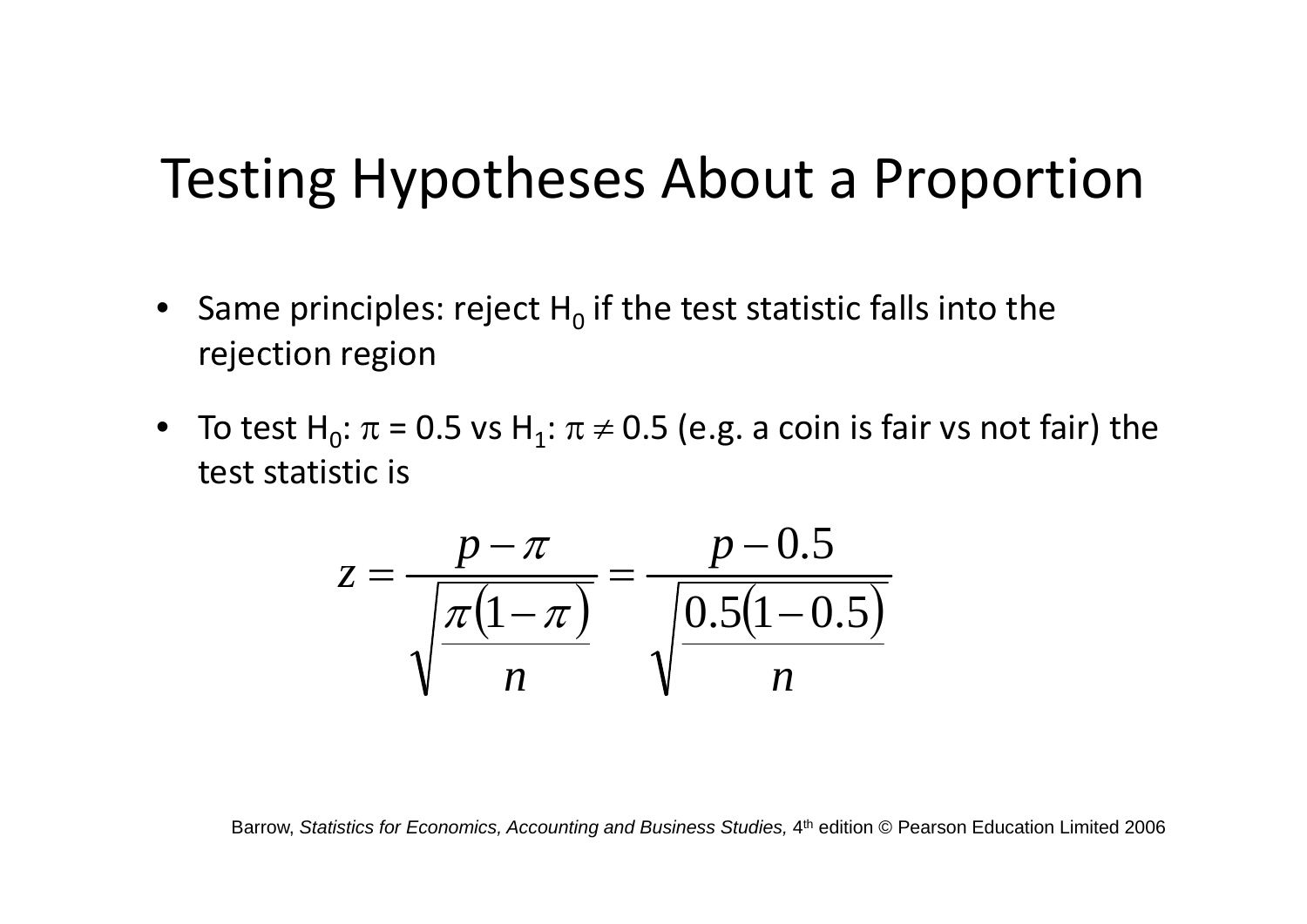# Testing Hypotheses About a Proportion

- Same principles: reject $H_0$ if the test statistic falls into the rejection region
- To test $H_0$: $\pi = 0.5$ vs $H_1$: $\pi \neq 0.5$ (e.g. a coin is fair vs not fair) the test statistic is

$$z = \frac{p - \pi}{\sqrt{\frac{\pi(1-\pi)}{n}}} = \frac{p - 0.5}{\sqrt{\frac{0.5(1-0.5)}{n}}}$$

Barrow, *Statistics for Economics, Accounting and Business Studies,* 4th edition © Pearson Education Limited 2006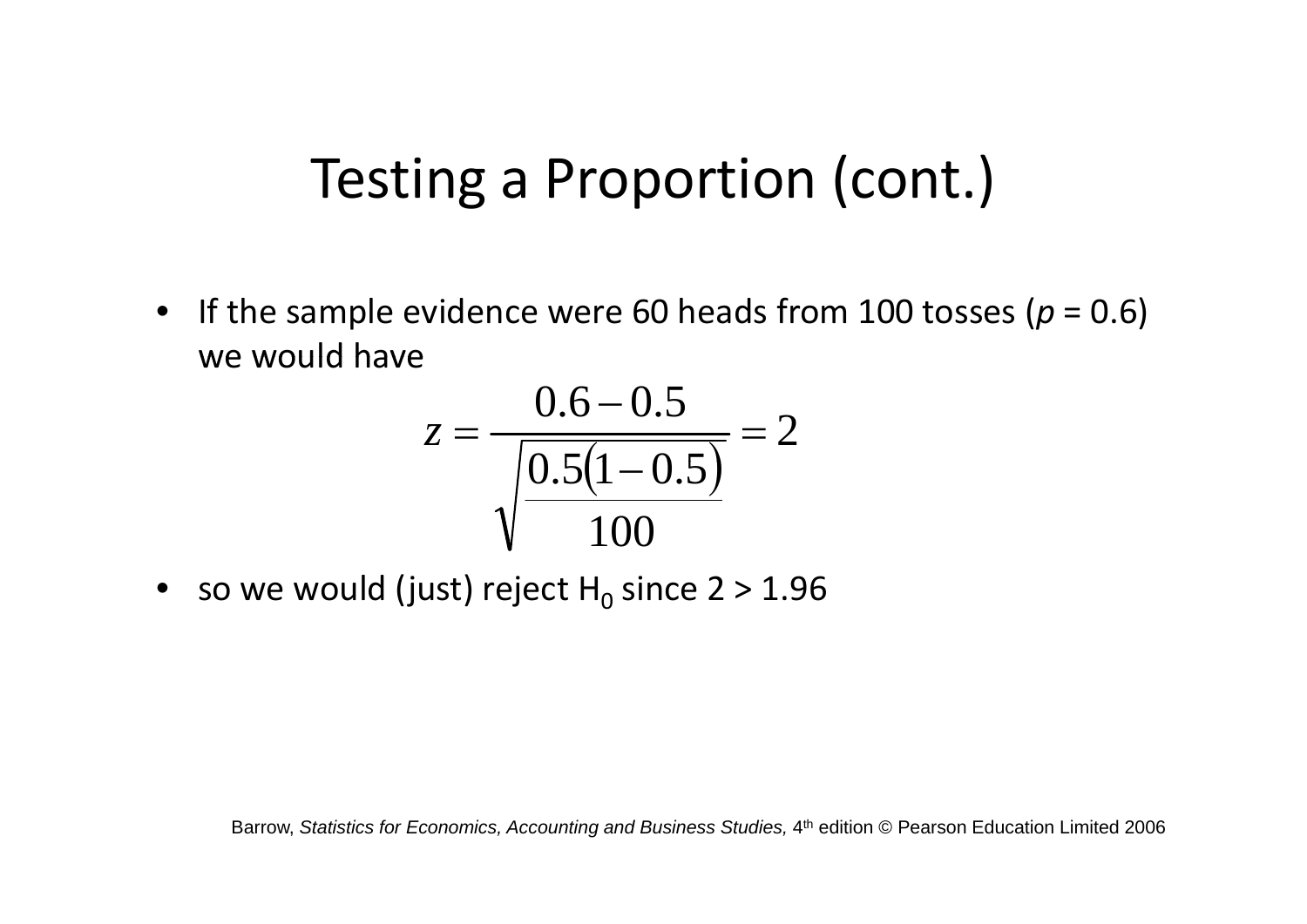# Testing a Proportion (cont.)

- If the sample evidence were 60 heads from 100 tosses ($p = 0.6$) we would have

$$z = \frac{0.6 - 0.5}{\sqrt{\frac{0.5(1-0.5)}{100}}} = 2$$

- so we would (just) reject $H_0$ since 2 > 1.96

Barrow, *Statistics for Economics, Accounting and Business Studies,* 4th edition © Pearson Education Limited 2006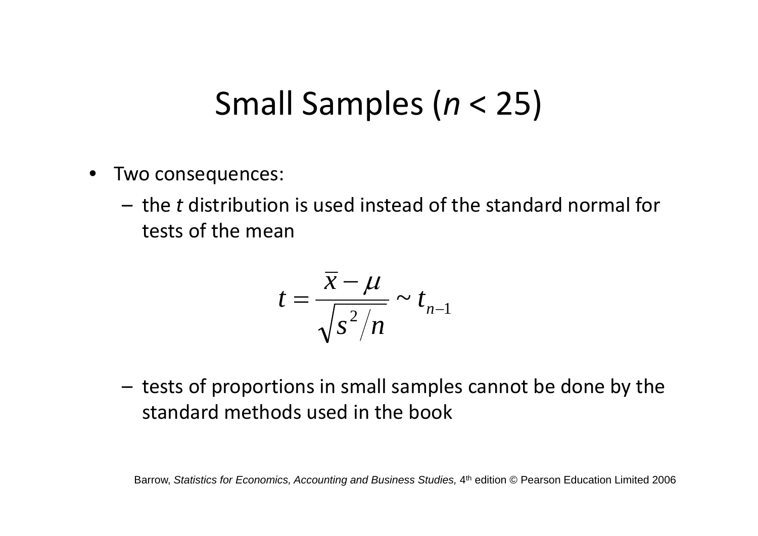# Small Samples ($n$ < 25)

- Two consequences:
  - the *t* distribution is used instead of the standard normal for tests of the mean

$$t = \frac{\bar{x} - \mu}{\sqrt{s^2 / n}} \sim t_{n-1}$$

  - tests of proportions in small samples cannot be done by the standard methods used in the book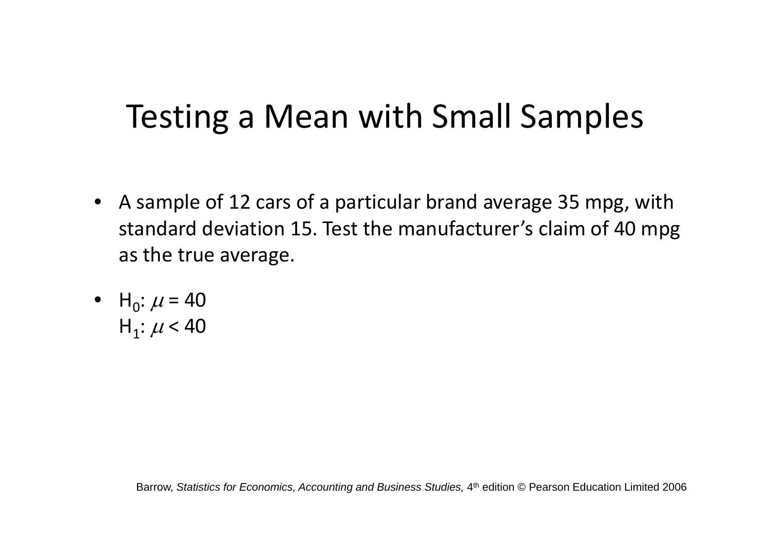# Testing a Mean with Small Samples

- A sample of 12 cars of a particular brand average 35 mpg, with standard deviation 15. Test the manufacturer's claim of 40 mpg as the true average.
- $H_0$: $\mu = 40$
  $H_1$: $\mu < 40$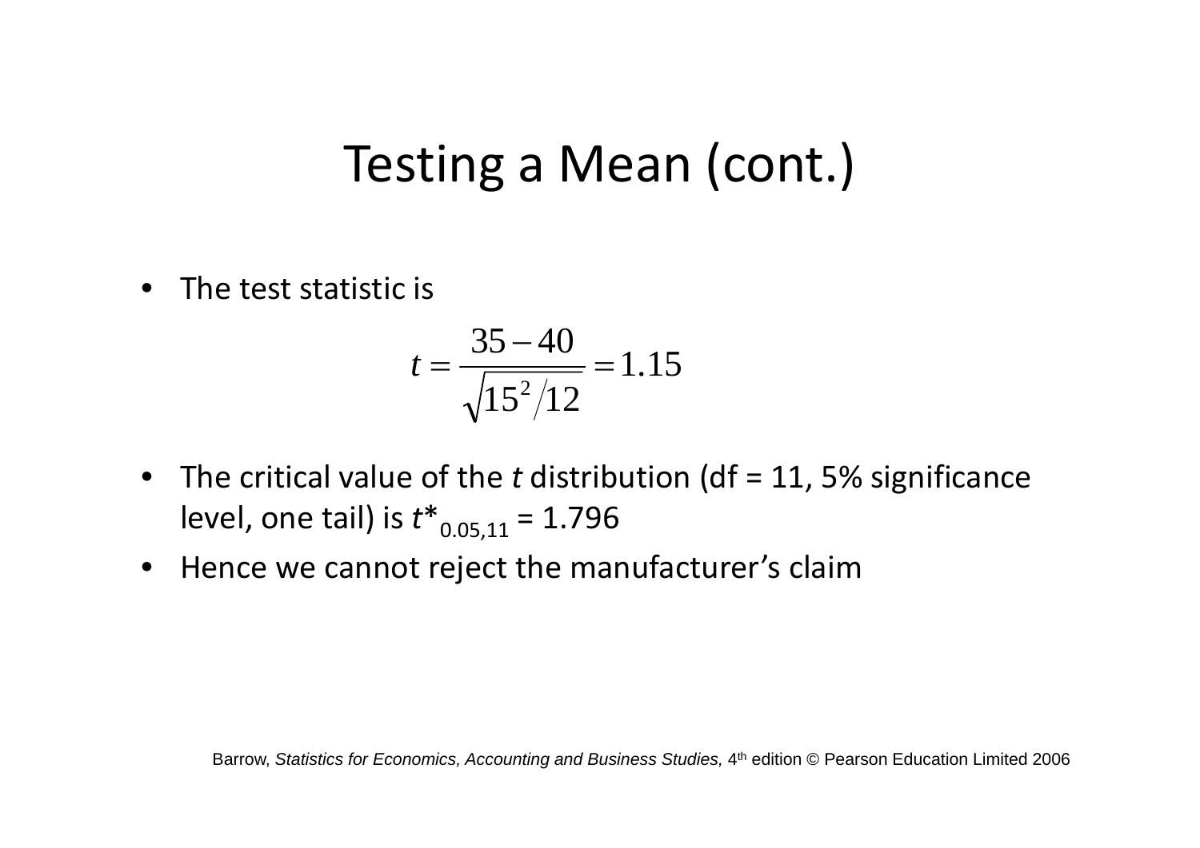# Testing a Mean (cont.)

- The test statistic is

$$t = \frac{35 - 40}{\sqrt{15^2 / 12}} = 1.15$$

- The critical value of the *t* distribution (df = 11, 5% significance level, one tail) is $t^*_{0.05,11} = 1.796$
- Hence we cannot reject the manufacturer's claim

Barrow, *Statistics for Economics, Accounting and Business Studies,* 4th edition © Pearson Education Limited 2006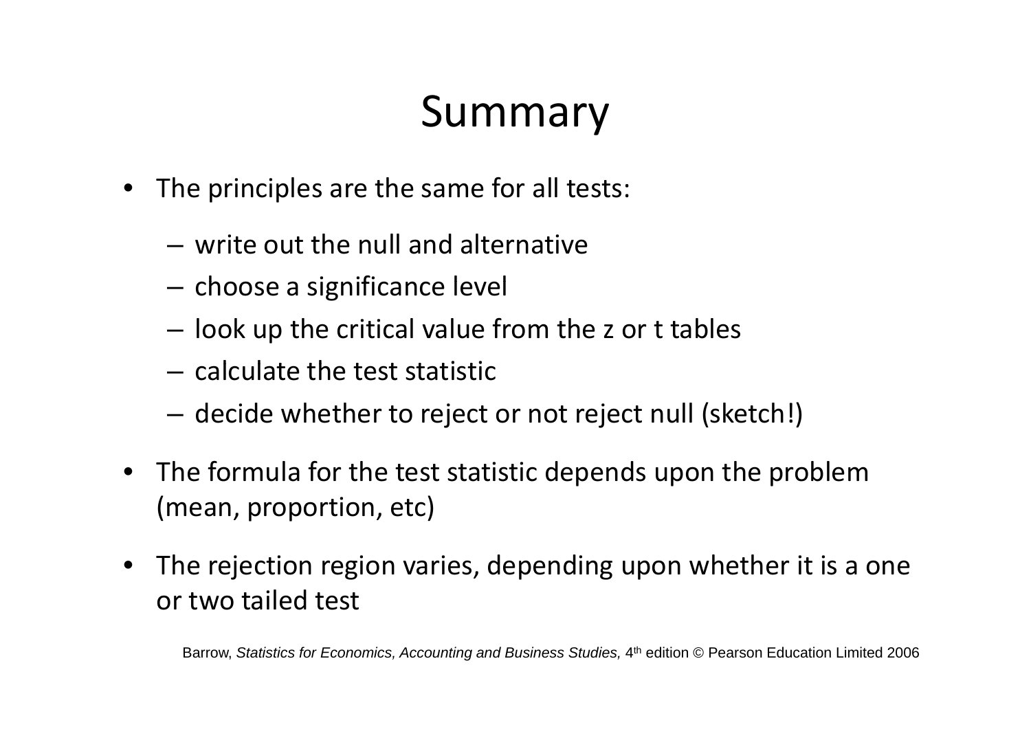# Summary

- The principles are the same for all tests:
  - write out the null and alternative
  - choose a significance level
  - look up the critical value from the z or t tables
  - calculate the test statistic
  - decide whether to reject or not reject null (sketch!)
- The formula for the test statistic depends upon the problem (mean, proportion, etc)
- The rejection region varies, depending upon whether it is a one or two tailed test